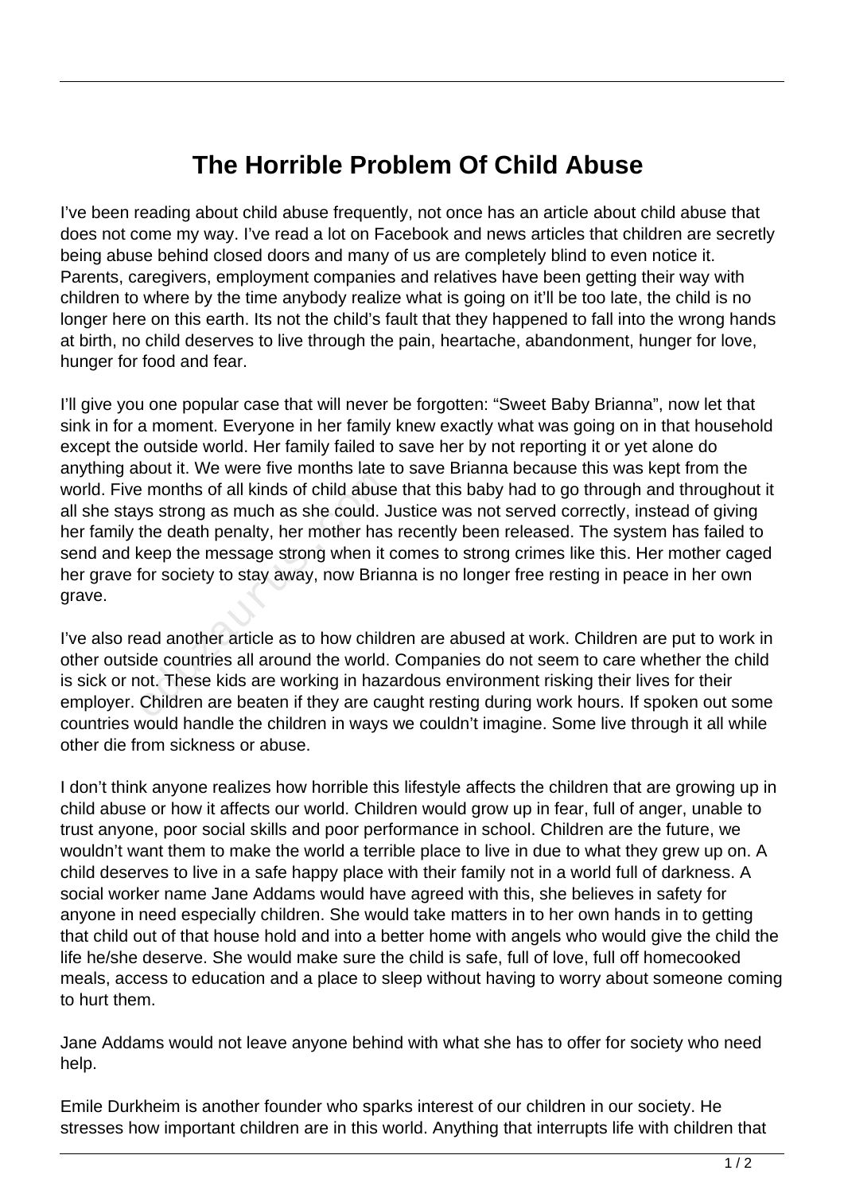# The Horrible Problem Of Child Abuse

I've been reading about child abuse frequently, not once has an article about child abuse that does not come my way. I've read a lot on Facebook and news articles that children are secretly being abuse behind closed doors and many of us are completely blind to even notice it. Parents, caregivers, employment companies and relatives have been getting their way with children to where by the time anybody realize what is going on it'll be too late, the child is no longer here on this earth. Its not the child's fault that they happened to fall into the wrong hands at birth, no child deserves to live through the pain, heartache, abandonment, hunger for love, hunger for food and fear.

I'll give you one popular case that will never be forgotten: "Sweet Baby Brianna", now let that sink in for a moment. Everyone in her family knew exactly what was going on in that household except the outside world. Her family failed to save her by not reporting it or yet alone do anything about it. We were five months late to save Brianna because this was kept from the world. Five months of all kinds of child abuse that this baby had to go through and throughout it all she stays strong as much as she could. Justice was not served correctly, instead of giving her family the death penalty, her mother has recently been released. The system has failed to send and keep the message strong when it comes to strong crimes like this. Her mother caged her grave for society to stay away, now Brianna is no longer free resting in peace in her own grave.

I've also read another article as to how children are abused at work. Children are put to work in other outside countries all around the world. Companies do not seem to care whether the child is sick or not. These kids are working in hazardous environment risking their lives for their employer. Children are beaten if they are caught resting during work hours. If spoken out some countries would handle the children in ways we couldn't imagine. Some live through it all while other die from sickness or abuse.

I don't think anyone realizes how horrible this lifestyle affects the children that are growing up in child abuse or how it affects our world. Children would grow up in fear, full of anger, unable to trust anyone, poor social skills and poor performance in school. Children are the future, we wouldn't want them to make the world a terrible place to live in due to what they grew up on. A child deserves to live in a safe happy place with their family not in a world full of darkness. A social worker name Jane Addams would have agreed with this, she believes in safety for anyone in need especially children. She would take matters in to her own hands in to getting that child out of that house hold and into a better home with angels who would give the child the life he/she deserve. She would make sure the child is safe, full of love, full off homecooked meals, access to education and a place to sleep without having to worry about someone coming to hurt them.

Jane Addams would not leave anyone behind with what she has to offer for society who need help.

Emile Durkheim is another founder who sparks interest of our children in our society. He stresses how important children are in this world. Anything that interrupts life with children that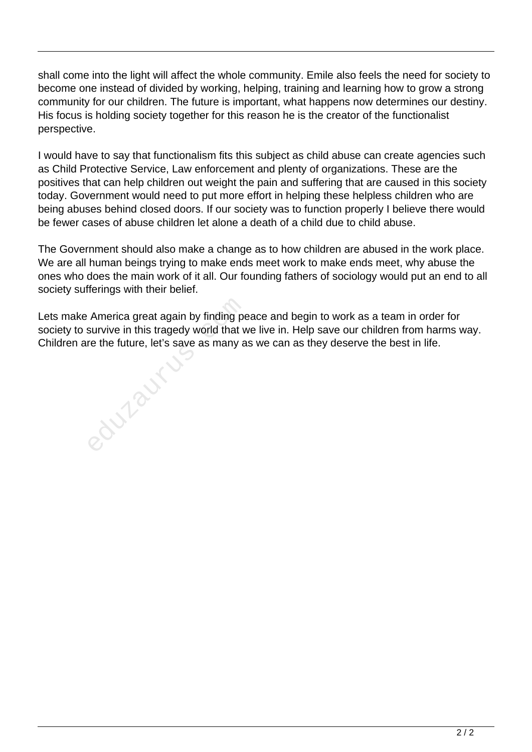shall come into the light will affect the whole community. Emile also feels the need for society to become one instead of divided by working, helping, training and learning how to grow a strong community for our children. The future is important, what happens now determines our destiny. His focus is holding society together for this reason he is the creator of the functionalist perspective.

I would have to say that functionalism fits this subject as child abuse can create agencies such as Child Protective Service, Law enforcement and plenty of organizations. These are the positives that can help children out weight the pain and suffering that are caused in this society today. Government would need to put more effort in helping these helpless children who are being abuses behind closed doors. If our society was to function properly I believe there would be fewer cases of abuse children let alone a death of a child due to child abuse.

The Government should also make a change as to how children are abused in the work place. We are all human beings trying to make ends meet work to make ends meet, why abuse the ones who does the main work of it all. Our founding fathers of sociology would put an end to all society sufferings with their belief.

Lets make America great again by finding peace and begin to work as a team in order for society to survive in this tragedy world that we live in. Help save our children from harms way. Children are the future, let's save as many as we can as they deserve the best in life.